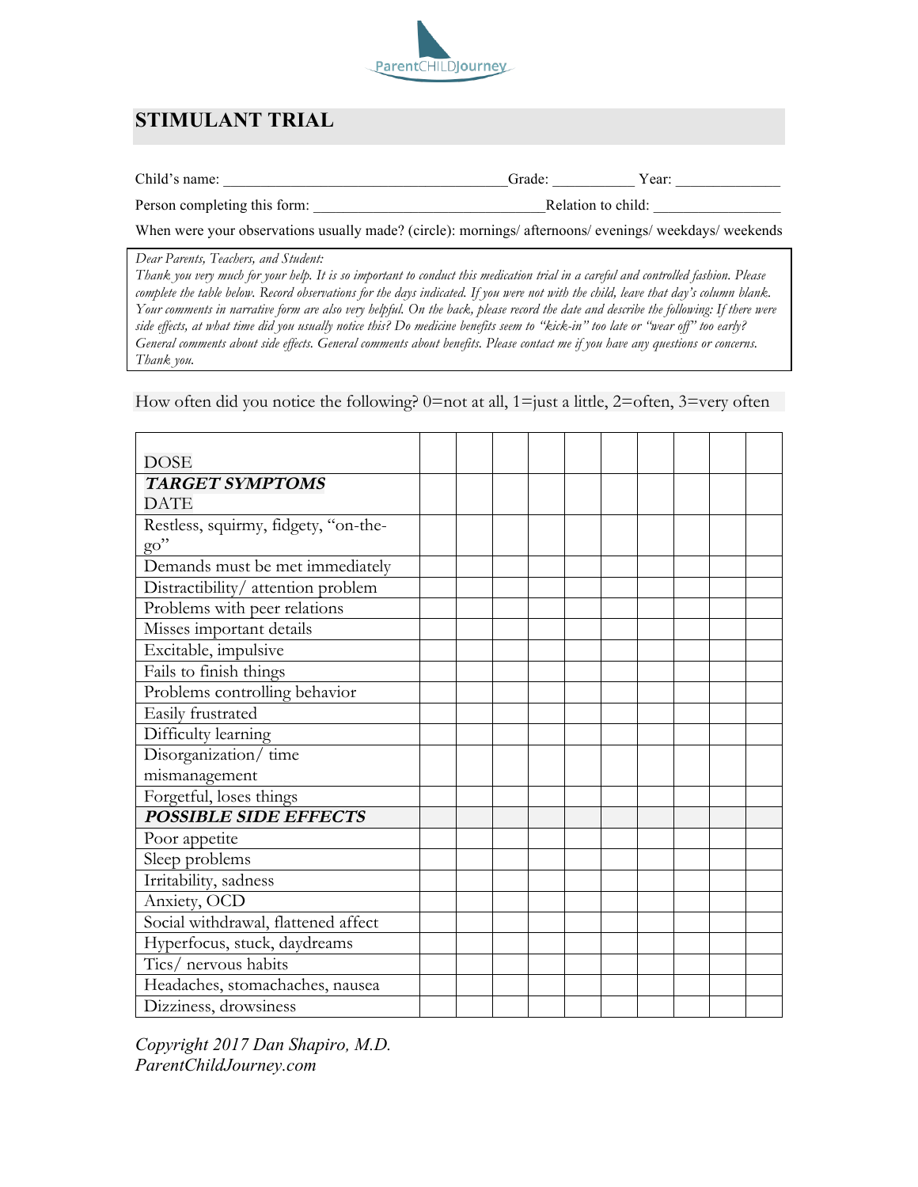ParentCHILDJourney

## STIMULANT TRIAL

Child's name: ____________________________________Grade: __________ Year: _____________

Person completing this form: ______________________________Relation to child: ________________

When were your observations usually made? (circle): mornings/ afternoons/ evenings/ weekdays/ weekends

*Dear Parents, Teachers, and Student:*
*Thank you very much for your help. It is so important to conduct this medication trial in a careful and controlled fashion. Please complete the table below. Record observations for the days indicated. If you were not with the child, leave that day's column blank. Your comments in narrative form are also very helpful. On the back, please record the date and describe the following: If there were side effects, at what time did you usually notice this? Do medicine benefits seem to "kick-in" too late or "wear off" too early? General comments about side effects. General comments about benefits. Please contact me if you have any questions or concerns. Thank you.*

How often did you notice the following? 0=not at all, 1=just a little, 2=often, 3=very often

| DOSE | | | | | | | | | | |
|---|---|---|---|---|---|---|---|---|---|---|
| ***TARGET SYMPTOMS*** DATE | | | | | | | | | | |
| Restless, squirmy, fidgety, "on-the-go" | | | | | | | | | | |
| Demands must be met immediately | | | | | | | | | | |
| Distractibility/ attention problem | | | | | | | | | | |
| Problems with peer relations | | | | | | | | | | |
| Misses important details | | | | | | | | | | |
| Excitable, impulsive | | | | | | | | | | |
| Fails to finish things | | | | | | | | | | |
| Problems controlling behavior | | | | | | | | | | |
| Easily frustrated | | | | | | | | | | |
| Difficulty learning | | | | | | | | | | |
| Disorganization/ time mismanagement | | | | | | | | | | |
| Forgetful, loses things | | | | | | | | | | |
| ***POSSIBLE SIDE EFFECTS*** | | | | | | | | | | |
| Poor appetite | | | | | | | | | | |
| Sleep problems | | | | | | | | | | |
| Irritability, sadness | | | | | | | | | | |
| Anxiety, OCD | | | | | | | | | | |
| Social withdrawal, flattened affect | | | | | | | | | | |
| Hyperfocus, stuck, daydreams | | | | | | | | | | |
| Tics/ nervous habits | | | | | | | | | | |
| Headaches, stomachaches, nausea | | | | | | | | | | |
| Dizziness, drowsiness | | | | | | | | | | |

*Copyright 2017 Dan Shapiro, M.D.*
*ParentChildJourney.com*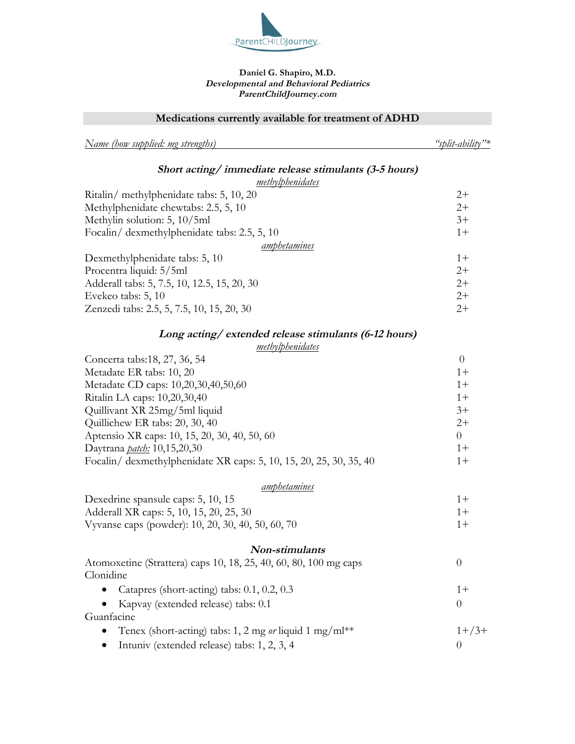Daniel G. Shapiro, M.D.
***Developmental and Behavioral Pediatrics***
***ParentChildJourney.com***

## Medications currently available for treatment of ADHD

| *Name (how supplied: mg strengths)* | *"split-ability"\** |
|---|---|
| ***Short acting/ immediate release stimulants (3-5 hours)*** | |
| *methylphenidates* | |
| Ritalin/ methylphenidate tabs: 5, 10, 20 | 2+ |
| Methylphenidate chewtabs: 2.5, 5, 10 | 2+ |
| Methylin solution: 5, 10/5ml | 3+ |
| Focalin/ dexmethylphenidate tabs: 2.5, 5, 10 | 1+ |
| *amphetamines* | |
| Dexmethylphenidate tabs: 5, 10 | 1+ |
| Procentra liquid: 5/5ml | 2+ |
| Adderall tabs: 5, 7.5, 10, 12.5, 15, 20, 30 | 2+ |
| Evekeo tabs: 5, 10 | 2+ |
| Zenzedi tabs: 2.5, 5, 7.5, 10, 15, 20, 30 | 2+ |
| ***Long acting/ extended release stimulants (6-12 hours)*** | |
| *methylphenidates* | |
| Concerta tabs:18, 27, 36, 54 | 0 |
| Metadate ER tabs: 10, 20 | 1+ |
| Metadate CD caps: 10,20,30,40,50,60 | 1+ |
| Ritalin LA caps: 10,20,30,40 | 1+ |
| Quillivant XR 25mg/5ml liquid | 3+ |
| Quillichew ER tabs: 20, 30, 40 | 2+ |
| Aptensio XR caps: 10, 15, 20, 30, 40, 50, 60 | 0 |
| Daytrana *patch:* 10,15,20,30 | 1+ |
| Focalin/ dexmethylphenidate XR caps: 5, 10, 15, 20, 25, 30, 35, 40 | 1+ |
| *amphetamines* | |
| Dexedrine spansule caps: 5, 10, 15 | 1+ |
| Adderall XR caps: 5, 10, 15, 20, 25, 30 | 1+ |
| Vyvanse caps (powder): 10, 20, 30, 40, 50, 60, 70 | 1+ |
| ***Non-stimulants*** | |
| Atomoxetine (Strattera) caps 10, 18, 25, 40, 60, 80, 100 mg caps | 0 |
| Clonidine | |
| • Catapres (short-acting) tabs: 0.1, 0.2, 0.3 | 1+ |
| • Kapvay (extended release) tabs: 0.1 | 0 |
| Guanfacine | |
| • Tenex (short-acting) tabs: 1, 2 mg *or* liquid 1 mg/ml\*\* | 1+/3+ |
| • Intuniv (extended release) tabs: 1, 2, 3, 4 | 0 |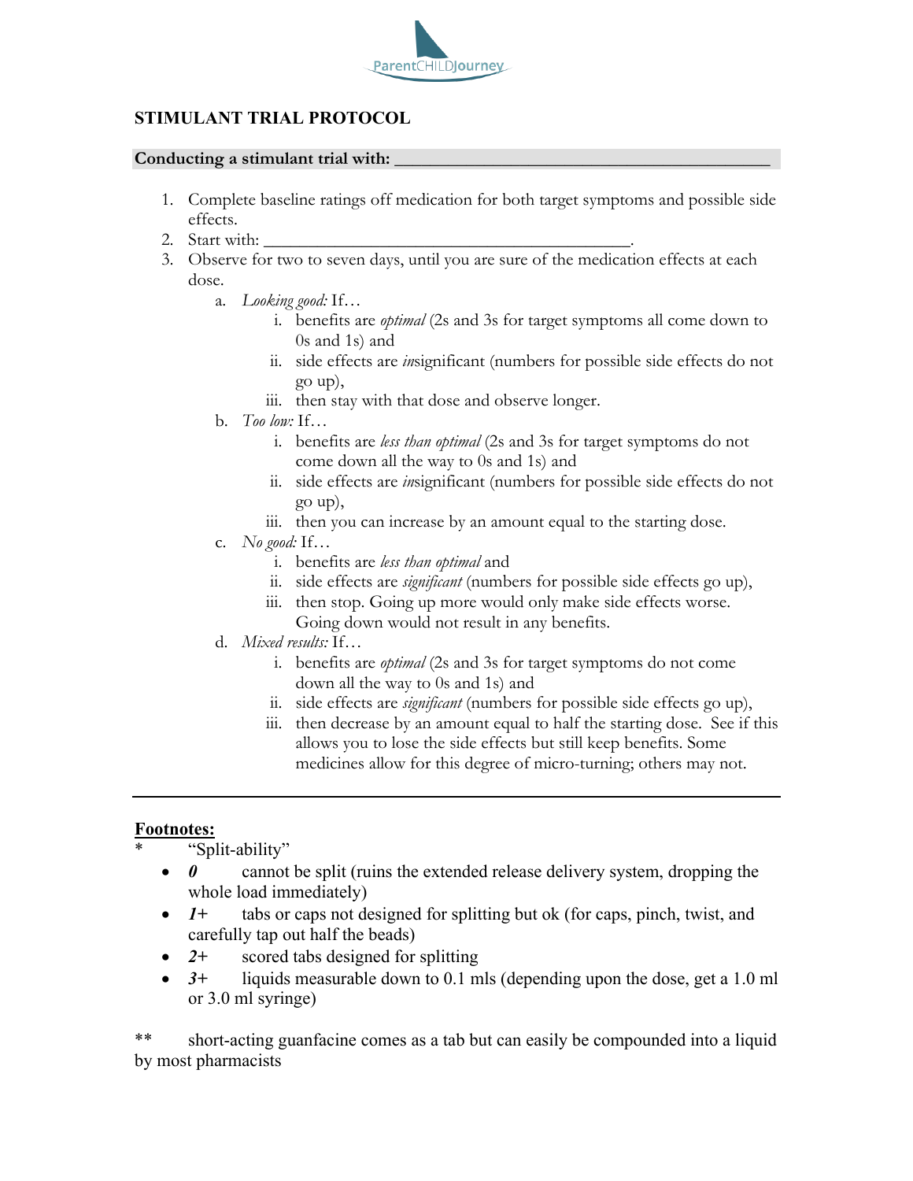# STIMULANT TRIAL PROTOCOL

**Conducting a stimulant trial with: \_\_\_\_\_\_\_\_\_\_\_\_\_\_\_\_\_\_\_\_\_\_\_\_\_\_\_\_\_\_\_\_\_\_\_\_\_\_\_\_\_\_\_\_**

1. Complete baseline ratings off medication for both target symptoms and possible side effects.
2. Start with: \_\_\_\_\_\_\_\_\_\_\_\_\_\_\_\_\_\_\_\_\_\_\_\_\_\_\_\_\_\_\_\_\_\_\_\_\_\_\_\_\_\_.
3. Observe for two to seven days, until you are sure of the medication effects at each dose.
   a. *Looking good:* If…
      i. benefits are *optimal* (2s and 3s for target symptoms all come down to 0s and 1s) and
      ii. side effects are *in*significant (numbers for possible side effects do not go up),
      iii. then stay with that dose and observe longer.
   b. *Too low:* If…
      i. benefits are *less than optimal* (2s and 3s for target symptoms do not come down all the way to 0s and 1s) and
      ii. side effects are *in*significant (numbers for possible side effects do not go up),
      iii. then you can increase by an amount equal to the starting dose.
   c. *No good:* If…
      i. benefits are *less than optimal* and
      ii. side effects are *significant* (numbers for possible side effects go up),
      iii. then stop. Going up more would only make side effects worse. Going down would not result in any benefits.
   d. *Mixed results:* If…
      i. benefits are *optimal* (2s and 3s for target symptoms do not come down all the way to 0s and 1s) and
      ii. side effects are *significant* (numbers for possible side effects go up),
      iii. then decrease by an amount equal to half the starting dose. See if this allows you to lose the side effects but still keep benefits. Some medicines allow for this degree of micro-turning; others may not.

---

**Footnotes:**

\* "Split-ability"

- ***0*** cannot be split (ruins the extended release delivery system, dropping the whole load immediately)
- ***1+*** tabs or caps not designed for splitting but ok (for caps, pinch, twist, and carefully tap out half the beads)
- ***2+*** scored tabs designed for splitting
- ***3+*** liquids measurable down to 0.1 mls (depending upon the dose, get a 1.0 ml or 3.0 ml syringe)

\*\* short-acting guanfacine comes as a tab but can easily be compounded into a liquid by most pharmacists